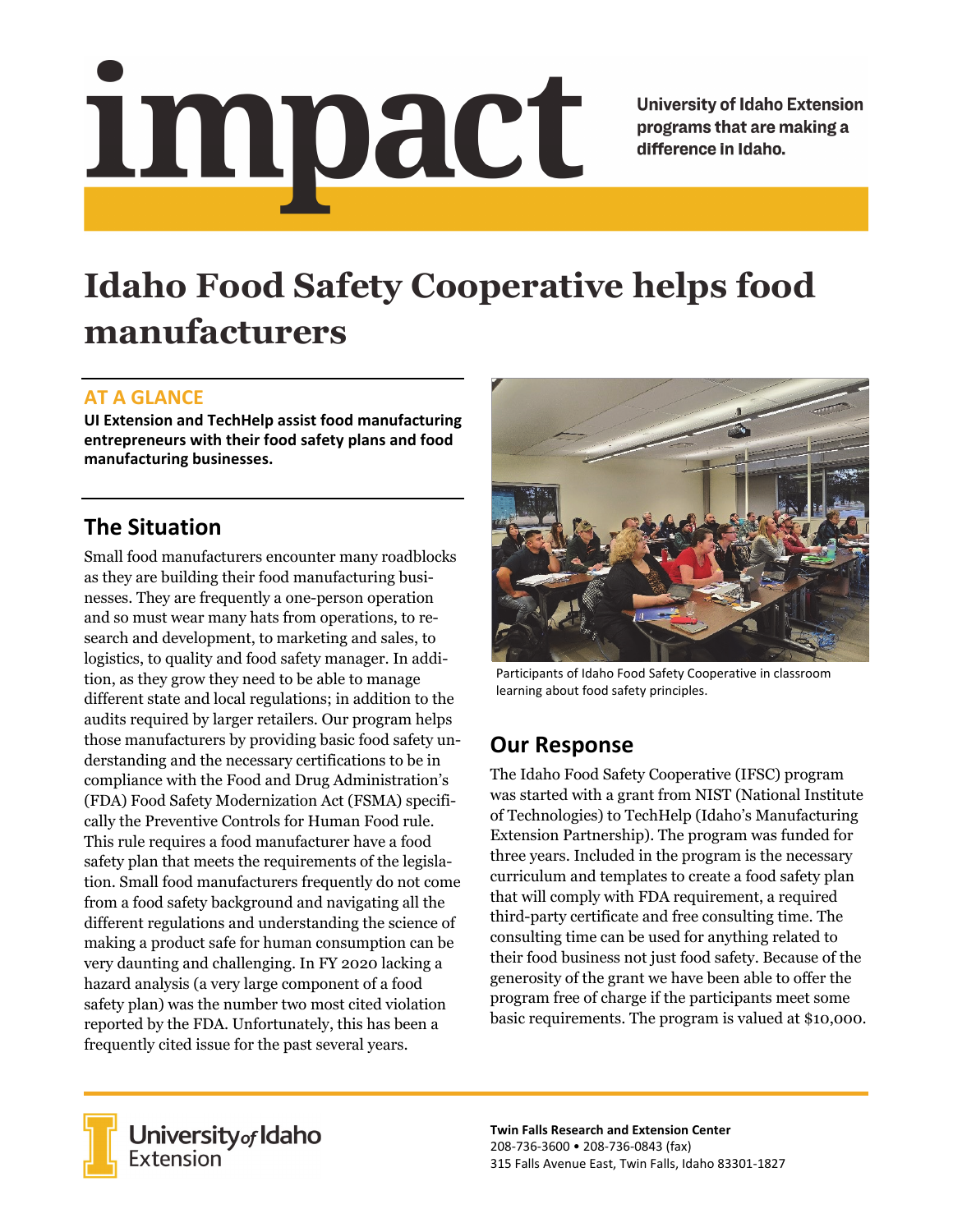# impact

University of Idaho Extension programs that are making a difference in Idaho.

# Idaho Food Safety Cooperative helps food manufacturers

## AT A GLANCE

**UI Extension and TechHelp assist food manufacturing entrepreneurs with their food safety plans and food manufacturing businesses.**

## The Situation

Small food manufacturers encounter many roadblocks as they are building their food manufacturing businesses. They are frequently a one-person operation and so must wear many hats from operations, to research and development, to marketing and sales, to logistics, to quality and food safety manager. In addition, as they grow they need to be able to manage different state and local regulations; in addition to the audits required by larger retailers. Our program helps those manufacturers by providing basic food safety understanding and the necessary certifications to be in compliance with the Food and Drug Administration's (FDA) Food Safety Modernization Act (FSMA) specifically the Preventive Controls for Human Food rule. This rule requires a food manufacturer have a food safety plan that meets the requirements of the legislation. Small food manufacturers frequently do not come from a food safety background and navigating all the different regulations and understanding the science of making a product safe for human consumption can be very daunting and challenging. In FY 2020 lacking a hazard analysis (a very large component of a food safety plan) was the number two most cited violation reported by the FDA. Unfortunately, this has been a frequently cited issue for the past several years.

Participants of Idaho Food Safety Cooperative in classroom learning about food safety principles.

## Our Response

The Idaho Food Safety Cooperative (IFSC) program was started with a grant from NIST (National Institute of Technologies) to TechHelp (Idaho's Manufacturing Extension Partnership). The program was funded for three years. Included in the program is the necessary curriculum and templates to create a food safety plan that will comply with FDA requirement, a required third-party certificate and free consulting time. The consulting time can be used for anything related to their food business not just food safety. Because of the generosity of the grant we have been able to offer the program free of charge if the participants meet some basic requirements. The program is valued at $10,000.

University of Idaho Extension

**Twin Falls Research and Extension Center**
208-736-3600 • 208-736-0843 (fax)
315 Falls Avenue East, Twin Falls, Idaho 83301-1827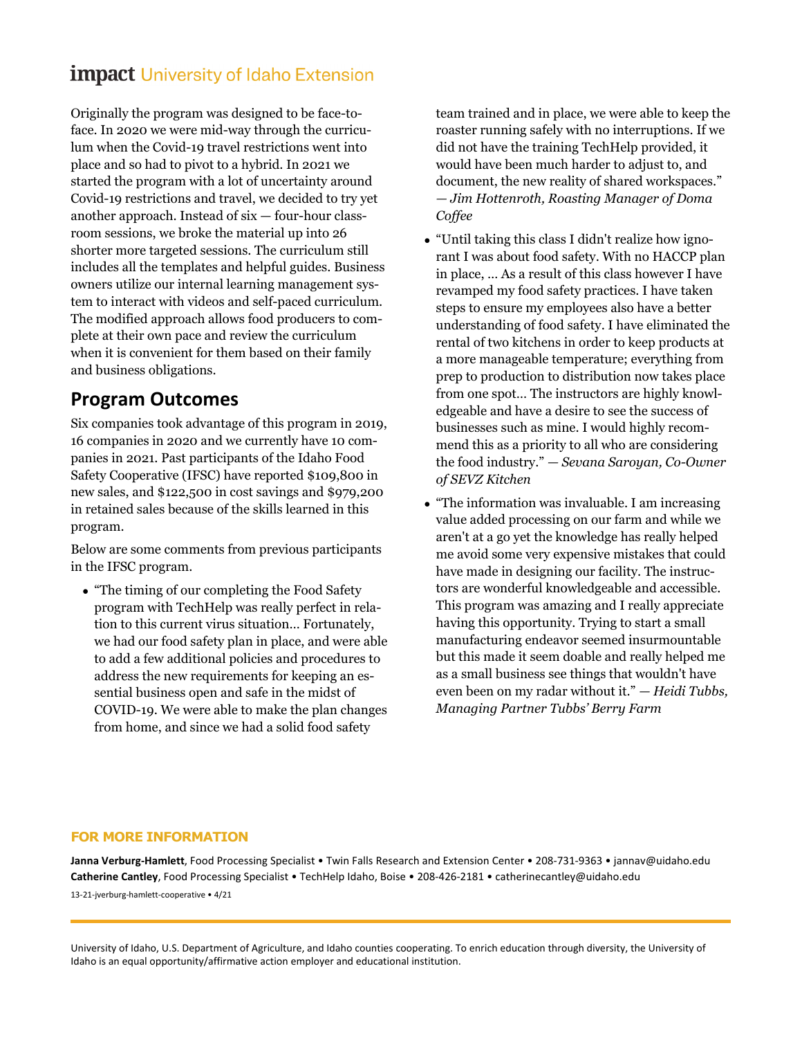Originally the program was designed to be face-to-face. In 2020 we were mid-way through the curriculum when the Covid-19 travel restrictions went into place and so had to pivot to a hybrid. In 2021 we started the program with a lot of uncertainty around Covid-19 restrictions and travel, we decided to try yet another approach. Instead of six — four-hour classroom sessions, we broke the material up into 26 shorter more targeted sessions. The curriculum still includes all the templates and helpful guides. Business owners utilize our internal learning management system to interact with videos and self-paced curriculum. The modified approach allows food producers to complete at their own pace and review the curriculum when it is convenient for them based on their family and business obligations.

## Program Outcomes

Six companies took advantage of this program in 2019, 16 companies in 2020 and we currently have 10 companies in 2021. Past participants of the Idaho Food Safety Cooperative (IFSC) have reported $109,800 in new sales, and $122,500 in cost savings and $979,200 in retained sales because of the skills learned in this program.

Below are some comments from previous participants in the IFSC program.

- "The timing of our completing the Food Safety program with TechHelp was really perfect in relation to this current virus situation… Fortunately, we had our food safety plan in place, and were able to add a few additional policies and procedures to address the new requirements for keeping an essential business open and safe in the midst of COVID-19. We were able to make the plan changes from home, and since we had a solid food safety team trained and in place, we were able to keep the roaster running safely with no interruptions. If we did not have the training TechHelp provided, it would have been much harder to adjust to, and document, the new reality of shared workspaces." *— Jim Hottenroth, Roasting Manager of Doma Coffee*
- "Until taking this class I didn't realize how ignorant I was about food safety. With no HACCP plan in place, … As a result of this class however I have revamped my food safety practices. I have taken steps to ensure my employees also have a better understanding of food safety. I have eliminated the rental of two kitchens in order to keep products at a more manageable temperature; everything from prep to production to distribution now takes place from one spot… The instructors are highly knowledgeable and have a desire to see the success of businesses such as mine. I would highly recommend this as a priority to all who are considering the food industry." *— Sevana Saroyan, Co-Owner of SEVZ Kitchen*
- "The information was invaluable. I am increasing value added processing on our farm and while we aren't at a go yet the knowledge has really helped me avoid some very expensive mistakes that could have made in designing our facility. The instructors are wonderful knowledgeable and accessible. This program was amazing and I really appreciate having this opportunity. Trying to start a small manufacturing endeavor seemed insurmountable but this made it seem doable and really helped me as a small business see things that wouldn't have even been on my radar without it." *— Heidi Tubbs, Managing Partner Tubbs' Berry Farm*

### FOR MORE INFORMATION

**Janna Verburg-Hamlett**, Food Processing Specialist • Twin Falls Research and Extension Center • 208-731-9363 • jannav@uidaho.edu
**Catherine Cantley**, Food Processing Specialist • TechHelp Idaho, Boise • 208-426-2181 • catherinecantley@uidaho.edu

13-21-jverburg-hamlett-cooperative • 4/21

University of Idaho, U.S. Department of Agriculture, and Idaho counties cooperating. To enrich education through diversity, the University of Idaho is an equal opportunity/affirmative action employer and educational institution.